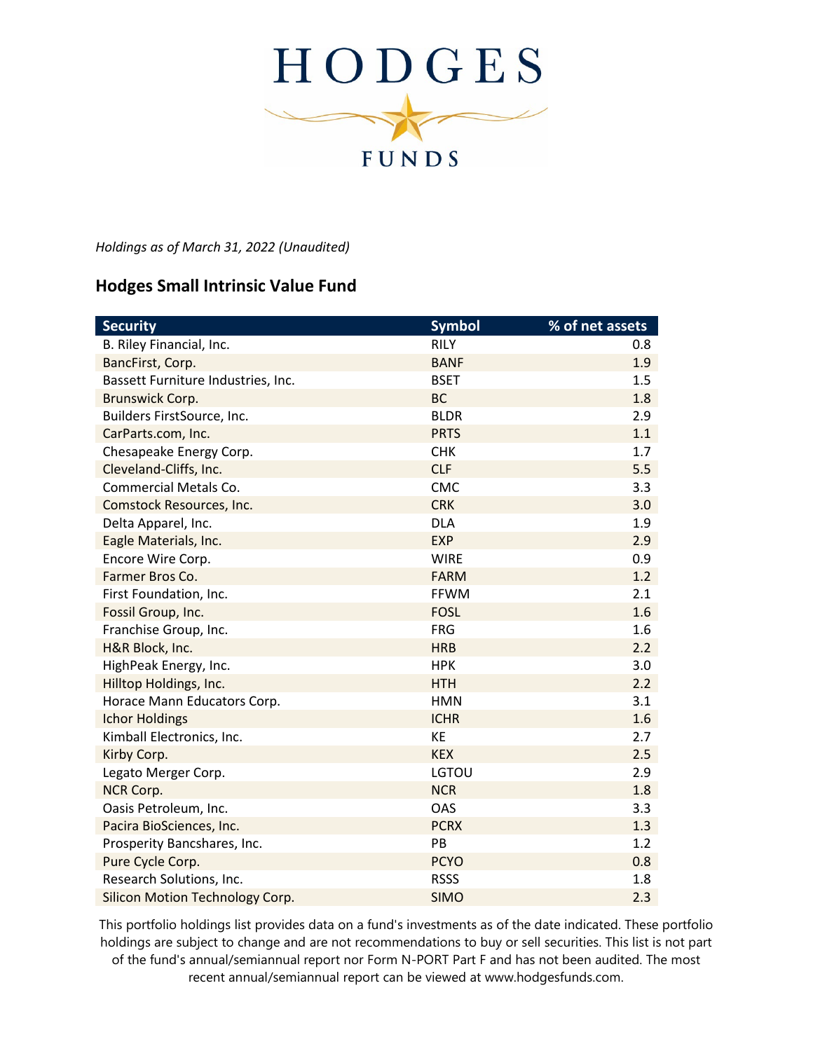# HODGES FUNDS

*Holdings as of March 31, 2022 (Unaudited)*

## Hodges Small Intrinsic Value Fund

| Security | Symbol | % of net assets |
|---|---|---|
| B. Riley Financial, Inc. | RILY | 0.8 |
| BancFirst, Corp. | BANF | 1.9 |
| Bassett Furniture Industries, Inc. | BSET | 1.5 |
| Brunswick Corp. | BC | 1.8 |
| Builders FirstSource, Inc. | BLDR | 2.9 |
| CarParts.com, Inc. | PRTS | 1.1 |
| Chesapeake Energy Corp. | CHK | 1.7 |
| Cleveland-Cliffs, Inc. | CLF | 5.5 |
| Commercial Metals Co. | CMC | 3.3 |
| Comstock Resources, Inc. | CRK | 3.0 |
| Delta Apparel, Inc. | DLA | 1.9 |
| Eagle Materials, Inc. | EXP | 2.9 |
| Encore Wire Corp. | WIRE | 0.9 |
| Farmer Bros Co. | FARM | 1.2 |
| First Foundation, Inc. | FFWM | 2.1 |
| Fossil Group, Inc. | FOSL | 1.6 |
| Franchise Group, Inc. | FRG | 1.6 |
| H&R Block, Inc. | HRB | 2.2 |
| HighPeak Energy, Inc. | HPK | 3.0 |
| Hilltop Holdings, Inc. | HTH | 2.2 |
| Horace Mann Educators Corp. | HMN | 3.1 |
| Ichor Holdings | ICHR | 1.6 |
| Kimball Electronics, Inc. | KE | 2.7 |
| Kirby Corp. | KEX | 2.5 |
| Legato Merger Corp. | LGTOU | 2.9 |
| NCR Corp. | NCR | 1.8 |
| Oasis Petroleum, Inc. | OAS | 3.3 |
| Pacira BioSciences, Inc. | PCRX | 1.3 |
| Prosperity Bancshares, Inc. | PB | 1.2 |
| Pure Cycle Corp. | PCYO | 0.8 |
| Research Solutions, Inc. | RSSS | 1.8 |
| Silicon Motion Technology Corp. | SIMO | 2.3 |

This portfolio holdings list provides data on a fund's investments as of the date indicated. These portfolio holdings are subject to change and are not recommendations to buy or sell securities. This list is not part of the fund's annual/semiannual report nor Form N-PORT Part F and has not been audited. The most recent annual/semiannual report can be viewed at www.hodgesfunds.com.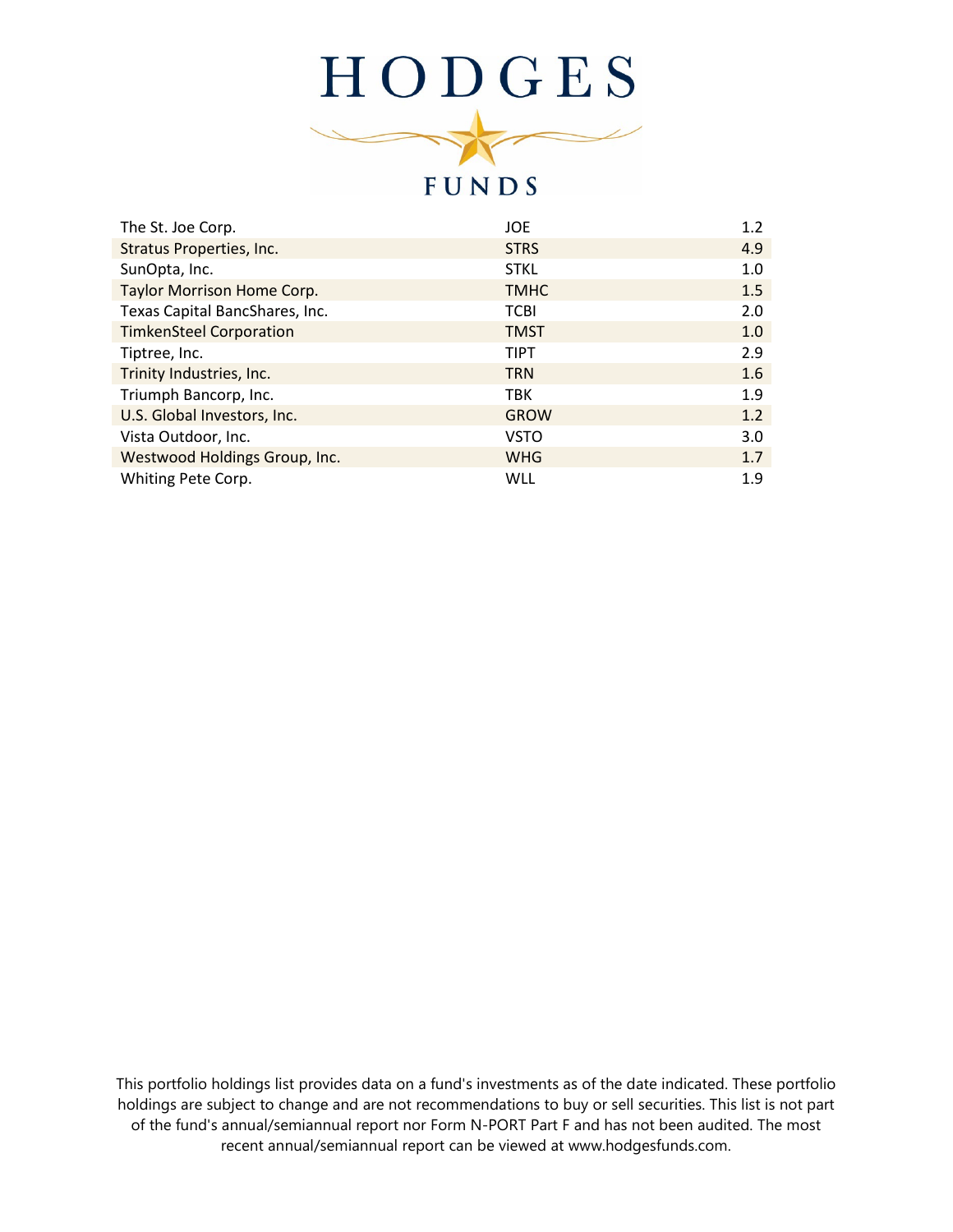# HODGES FUNDS

| | | |
|---|---|---|
| The St. Joe Corp. | JOE | 1.2 |
| Stratus Properties, Inc. | STRS | 4.9 |
| SunOpta, Inc. | STKL | 1.0 |
| Taylor Morrison Home Corp. | TMHC | 1.5 |
| Texas Capital BancShares, Inc. | TCBI | 2.0 |
| TimkenSteel Corporation | TMST | 1.0 |
| Tiptree, Inc. | TIPT | 2.9 |
| Trinity Industries, Inc. | TRN | 1.6 |
| Triumph Bancorp, Inc. | TBK | 1.9 |
| U.S. Global Investors, Inc. | GROW | 1.2 |
| Vista Outdoor, Inc. | VSTO | 3.0 |
| Westwood Holdings Group, Inc. | WHG | 1.7 |
| Whiting Pete Corp. | WLL | 1.9 |

This portfolio holdings list provides data on a fund's investments as of the date indicated. These portfolio holdings are subject to change and are not recommendations to buy or sell securities. This list is not part of the fund's annual/semiannual report nor Form N-PORT Part F and has not been audited. The most recent annual/semiannual report can be viewed at www.hodgesfunds.com.